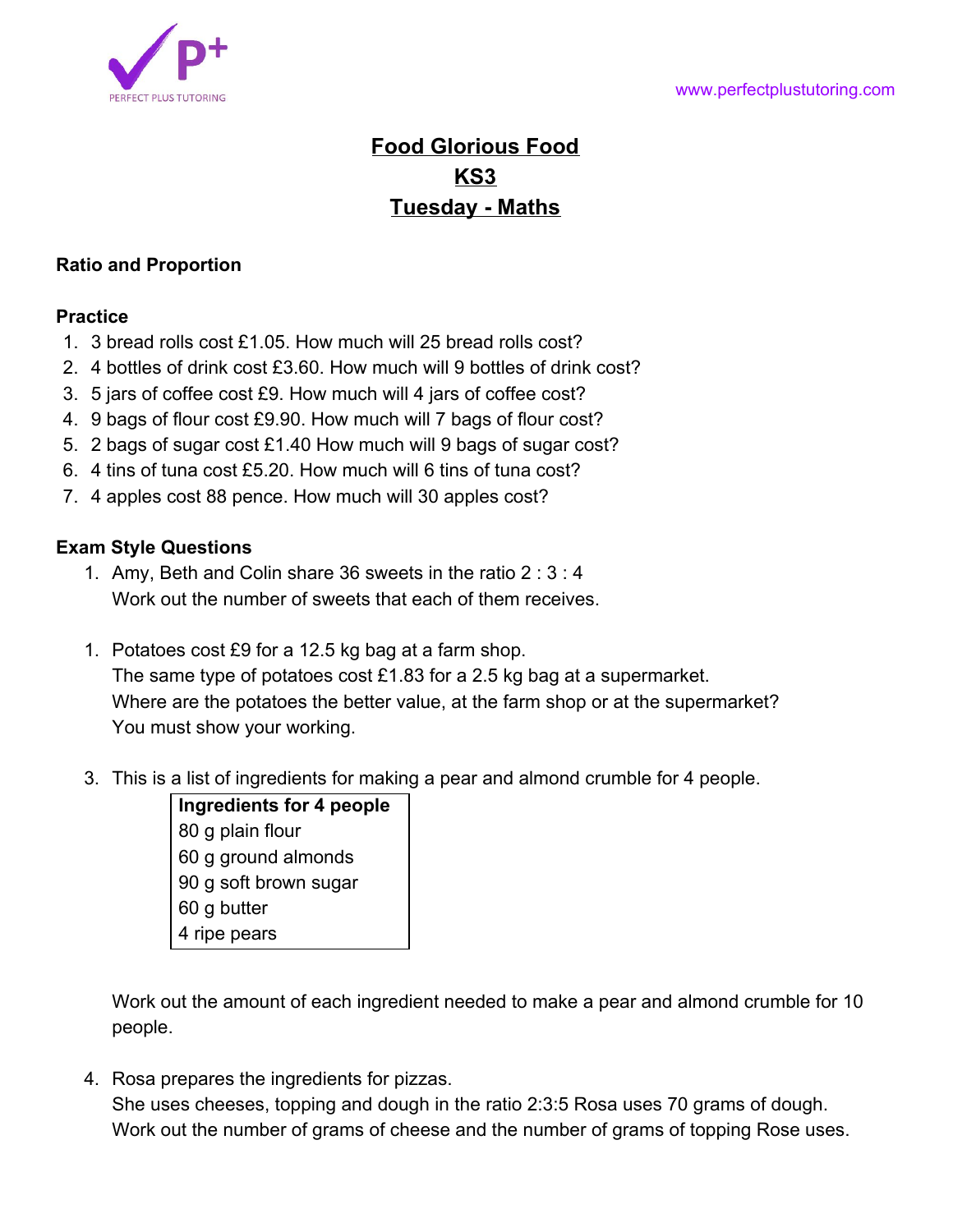# Food Glorious Food
## KS3
## Tuesday - Maths

### Ratio and Proportion

#### Practice

1. 3 bread rolls cost £1.05. How much will 25 bread rolls cost?
2. 4 bottles of drink cost £3.60. How much will 9 bottles of drink cost?
3. 5 jars of coffee cost £9. How much will 4 jars of coffee cost?
4. 9 bags of flour cost £9.90. How much will 7 bags of flour cost?
5. 2 bags of sugar cost £1.40 How much will 9 bags of sugar cost?
6. 4 tins of tuna cost £5.20. How much will 6 tins of tuna cost?
7. 4 apples cost 88 pence. How much will 30 apples cost?

#### Exam Style Questions

1. Amy, Beth and Colin share 36 sweets in the ratio 2 : 3 : 4
   Work out the number of sweets that each of them receives.

1. Potatoes cost £9 for a 12.5 kg bag at a farm shop.
   The same type of potatoes cost £1.83 for a 2.5 kg bag at a supermarket.
   Where are the potatoes the better value, at the farm shop or at the supermarket?
   You must show your working.

3. This is a list of ingredients for making a pear and almond crumble for 4 people.

| **Ingredients for 4 people** |
|---|
| 80 g plain flour |
| 60 g ground almonds |
| 90 g soft brown sugar |
| 60 g butter |
| 4 ripe pears |

   Work out the amount of each ingredient needed to make a pear and almond crumble for 10 people.

4. Rosa prepares the ingredients for pizzas.
   She uses cheeses, topping and dough in the ratio 2:3:5 Rosa uses 70 grams of dough.
   Work out the number of grams of cheese and the number of grams of topping Rose uses.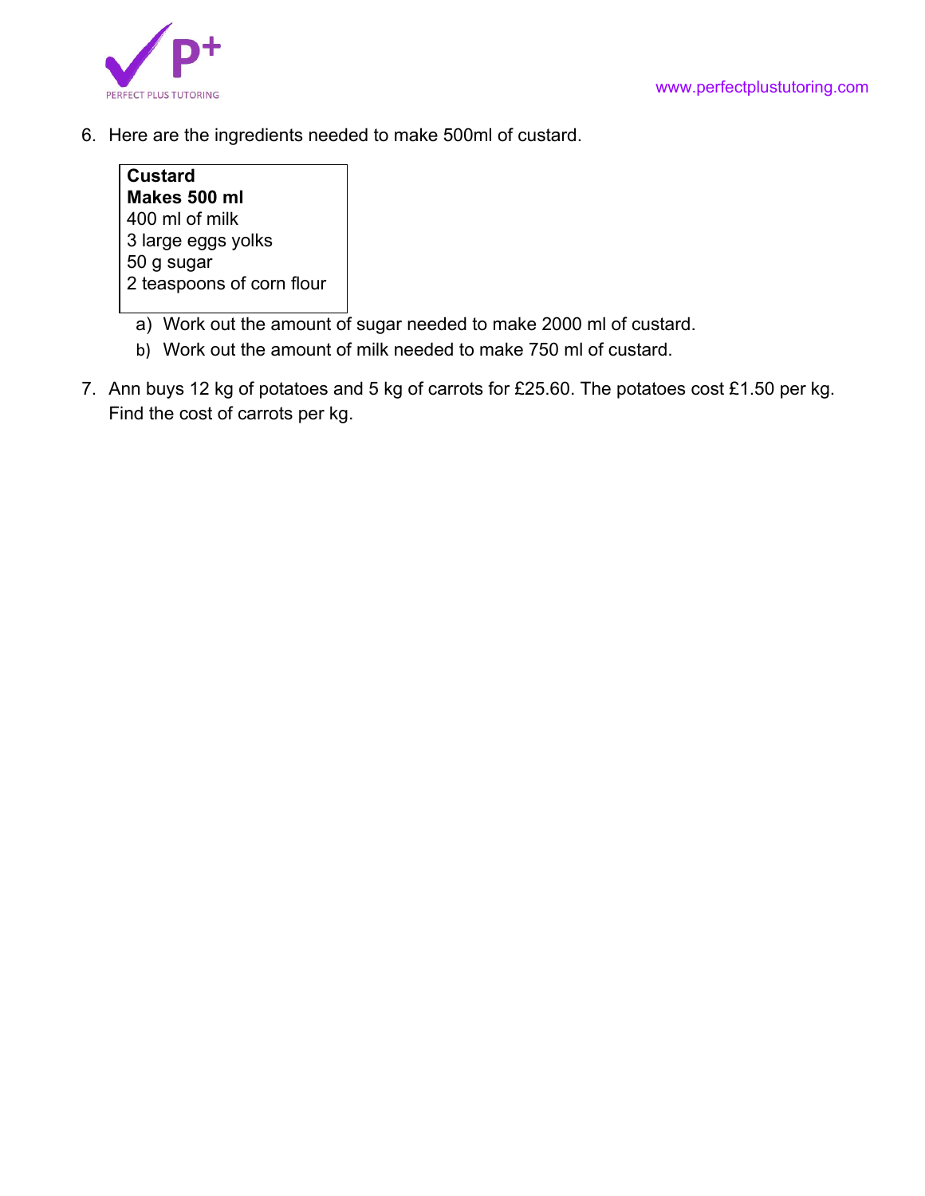6. Here are the ingredients needed to make 500ml of custard.

   **Custard**
   **Makes 500 ml**
   400 ml of milk
   3 large eggs yolks
   50 g sugar
   2 teaspoons of corn flour

   a) Work out the amount of sugar needed to make 2000 ml of custard.
   b) Work out the amount of milk needed to make 750 ml of custard.

7. Ann buys 12 kg of potatoes and 5 kg of carrots for £25.60. The potatoes cost £1.50 per kg. Find the cost of carrots per kg.